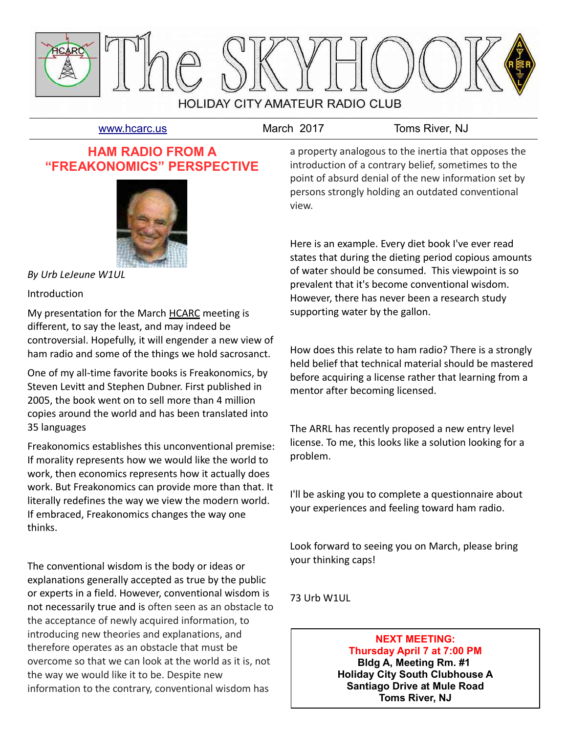# The SKYHOOK

HOLIDAY CITY AMATEUR RADIO CLUB

www.hcarc.us    March 2017    Toms River, NJ

## HAM RADIO FROM A "FREAKONOMICS" PERSPECTIVE

*By Urb LeJeune W1UL*

Introduction

My presentation for the March HCARC meeting is different, to say the least, and may indeed be controversial. Hopefully, it will engender a new view of ham radio and some of the things we hold sacrosanct.

One of my all-time favorite books is Freakonomics, by Steven Levitt and Stephen Dubner. First published in 2005, the book went on to sell more than 4 million copies around the world and has been translated into 35 languages

Freakonomics establishes this unconventional premise: If morality represents how we would like the world to work, then economics represents how it actually does work. But Freakonomics can provide more than that. It literally redefines the way we view the modern world. If embraced, Freakonomics changes the way one thinks.

The conventional wisdom is the body or ideas or explanations generally accepted as true by the public or experts in a field. However, conventional wisdom is not necessarily true and is often seen as an obstacle to the acceptance of newly acquired information, to introducing new theories and explanations, and therefore operates as an obstacle that must be overcome so that we can look at the world as it is, not the way we would like it to be. Despite new information to the contrary, conventional wisdom has a property analogous to the inertia that opposes the introduction of a contrary belief, sometimes to the point of absurd denial of the new information set by persons strongly holding an outdated conventional view.

Here is an example. Every diet book I've ever read states that during the dieting period copious amounts of water should be consumed. This viewpoint is so prevalent that it's become conventional wisdom. However, there has never been a research study supporting water by the gallon.

How does this relate to ham radio? There is a strongly held belief that technical material should be mastered before acquiring a license rather that learning from a mentor after becoming licensed.

The ARRL has recently proposed a new entry level license. To me, this looks like a solution looking for a problem.

I'll be asking you to complete a questionnaire about your experiences and feeling toward ham radio.

Look forward to seeing you on March, please bring your thinking caps!

73 Urb W1UL

**NEXT MEETING:**
**Thursday April 7 at 7:00 PM**
**Bldg A, Meeting Rm. #1**
**Holiday City South Clubhouse A**
**Santiago Drive at Mule Road**
**Toms River, NJ**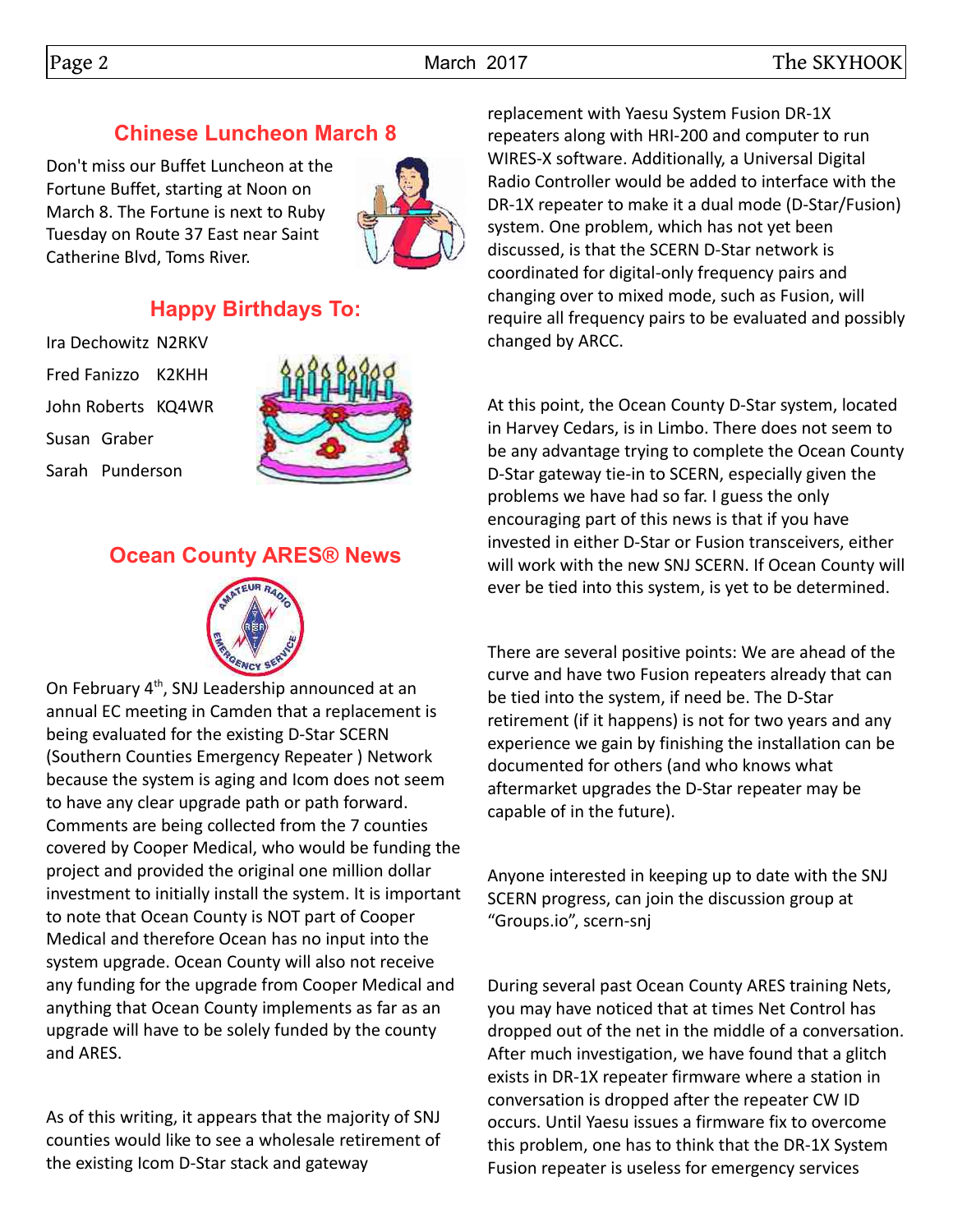## Chinese Luncheon March 8

Don't miss our Buffet Luncheon at the Fortune Buffet, starting at Noon on March 8. The Fortune is next to Ruby Tuesday on Route 37 East near Saint Catherine Blvd, Toms River.

## Happy Birthdays To:

Ira Dechowitz N2RKV

Fred Fanizzo K2KHH

John Roberts KQ4WR

Susan Graber

Sarah Punderson

## Ocean County ARES® News

On February 4th, SNJ Leadership announced at an annual EC meeting in Camden that a replacement is being evaluated for the existing D-Star SCERN (Southern Counties Emergency Repeater ) Network because the system is aging and Icom does not seem to have any clear upgrade path or path forward. Comments are being collected from the 7 counties covered by Cooper Medical, who would be funding the project and provided the original one million dollar investment to initially install the system. It is important to note that Ocean County is NOT part of Cooper Medical and therefore Ocean has no input into the system upgrade. Ocean County will also not receive any funding for the upgrade from Cooper Medical and anything that Ocean County implements as far as an upgrade will have to be solely funded by the county and ARES.

As of this writing, it appears that the majority of SNJ counties would like to see a wholesale retirement of the existing Icom D-Star stack and gateway replacement with Yaesu System Fusion DR-1X repeaters along with HRI-200 and computer to run WIRES-X software. Additionally, a Universal Digital Radio Controller would be added to interface with the DR-1X repeater to make it a dual mode (D-Star/Fusion) system. One problem, which has not yet been discussed, is that the SCERN D-Star network is coordinated for digital-only frequency pairs and changing over to mixed mode, such as Fusion, will require all frequency pairs to be evaluated and possibly changed by ARCC.

At this point, the Ocean County D-Star system, located in Harvey Cedars, is in Limbo. There does not seem to be any advantage trying to complete the Ocean County D-Star gateway tie-in to SCERN, especially given the problems we have had so far. I guess the only encouraging part of this news is that if you have invested in either D-Star or Fusion transceivers, either will work with the new SNJ SCERN. If Ocean County will ever be tied into this system, is yet to be determined.

There are several positive points: We are ahead of the curve and have two Fusion repeaters already that can be tied into the system, if need be. The D-Star retirement (if it happens) is not for two years and any experience we gain by finishing the installation can be documented for others (and who knows what aftermarket upgrades the D-Star repeater may be capable of in the future).

Anyone interested in keeping up to date with the SNJ SCERN progress, can join the discussion group at "Groups.io", scern-snj

During several past Ocean County ARES training Nets, you may have noticed that at times Net Control has dropped out of the net in the middle of a conversation. After much investigation, we have found that a glitch exists in DR-1X repeater firmware where a station in conversation is dropped after the repeater CW ID occurs. Until Yaesu issues a firmware fix to overcome this problem, one has to think that the DR-1X System Fusion repeater is useless for emergency services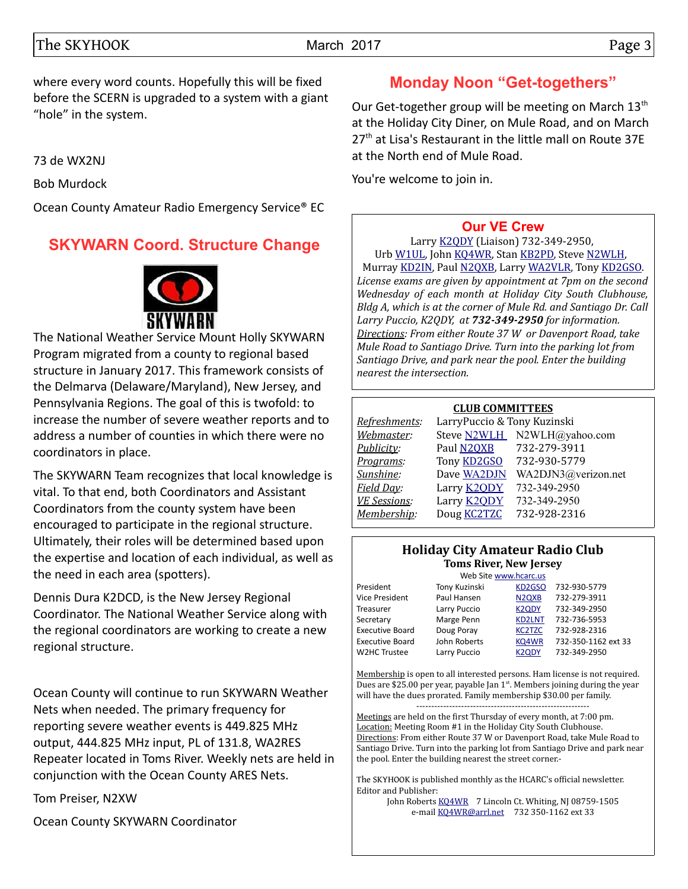where every word counts. Hopefully this will be fixed before the SCERN is upgraded to a system with a giant "hole" in the system.

73 de WX2NJ

Bob Murdock

Ocean County Amateur Radio Emergency Service® EC

## SKYWARN Coord. Structure Change

The National Weather Service Mount Holly SKYWARN Program migrated from a county to regional based structure in January 2017. This framework consists of the Delmarva (Delaware/Maryland), New Jersey, and Pennsylvania Regions. The goal of this is twofold: to increase the number of severe weather reports and to address a number of counties in which there were no coordinators in place.

The SKYWARN Team recognizes that local knowledge is vital. To that end, both Coordinators and Assistant Coordinators from the county system have been encouraged to participate in the regional structure. Ultimately, their roles will be determined based upon the expertise and location of each individual, as well as the need in each area (spotters).

Dennis Dura K2DCD, is the New Jersey Regional Coordinator. The National Weather Service along with the regional coordinators are working to create a new regional structure.

Ocean County will continue to run SKYWARN Weather Nets when needed. The primary frequency for reporting severe weather events is 449.825 MHz output, 444.825 MHz input, PL of 131.8, WA2RES Repeater located in Toms River. Weekly nets are held in conjunction with the Ocean County ARES Nets.

Tom Preiser, N2XW

Ocean County SKYWARN Coordinator

## Monday Noon "Get-togethers"

Our Get-together group will be meeting on March 13th at the Holiday City Diner, on Mule Road, and on March 27th at Lisa's Restaurant in the little mall on Route 37E at the North end of Mule Road.

You're welcome to join in.

### Our VE Crew

Larry K2QDY (Liaison) 732-349-2950,
Urb W1UL, John KQ4WR, Stan KB2PD, Steve N2WLH, Murray KD2IN, Paul N2QXB, Larry WA2VLR, Tony KD2GSO.

*License exams are given by appointment at 7pm on the second Wednesday of each month at Holiday City South Clubhouse, Bldg A, which is at the corner of Mule Rd. and Santiago Dr. Call Larry Puccio, K2QDY, at **732-349-2950** for information.*
*Directions: From either Route 37 W or Davenport Road, take Mule Road to Santiago Drive. Turn into the parking lot from Santiago Drive, and park near the pool. Enter the building nearest the intersection.*

### CLUB COMMITTEES

| | | |
|---|---|---|
| *Refreshments:* | LarryPuccio & Tony Kuzinski | |
| *Webmaster:* | Steve N2WLH | N2WLH@yahoo.com |
| *Publicity:* | Paul N2QXB | 732-279-3911 |
| *Programs:* | Tony KD2GSO | 732-930-5779 |
| *Sunshine:* | Dave WA2DJN | WA2DJN3@verizon.net |
| *Field Day:* | Larry K2QDY | 732-349-2950 |
| *VE Sessions:* | Larry K2QDY | 732-349-2950 |
| *Membership:* | Doug KC2TZC | 732-928-2316 |

### Holiday City Amateur Radio Club
**Toms River, New Jersey**

Web Site www.hcarc.us

| | | | |
|---|---|---|---|
| President | Tony Kuzinski | KD2GSO | 732-930-5779 |
| Vice President | Paul Hansen | N2QXB | 732-279-3911 |
| Treasurer | Larry Puccio | K2QDY | 732-349-2950 |
| Secretary | Marge Penn | KD2LNT | 732-736-5953 |
| Executive Board | Doug Poray | KC2TZC | 732-928-2316 |
| Executive Board | John Roberts | KQ4WR | 732-350-1162 ext 33 |
| W2HC Trustee | Larry Puccio | K2QDY | 732-349-2950 |

Membership is open to all interested persons. Ham license is not required. Dues are $25.00 per year, payable Jan 1st. Members joining during the year will have the dues prorated. Family membership $30.00 per family.

---

Meetings are held on the first Thursday of every month, at 7:00 pm.
Location: Meeting Room #1 in the Holiday City South Clubhouse.
Directions: From either Route 37 W or Davenport Road, take Mule Road to Santiago Drive. Turn into the parking lot from Santiago Drive and park near the pool. Enter the building nearest the street corner.-

The SKYHOOK is published monthly as the HCARC's official newsletter.
Editor and Publisher:
John Roberts KQ4WR 7 Lincoln Ct. Whiting, NJ 08759-1505
e-mail KQ4WR@arrl.net 732 350-1162 ext 33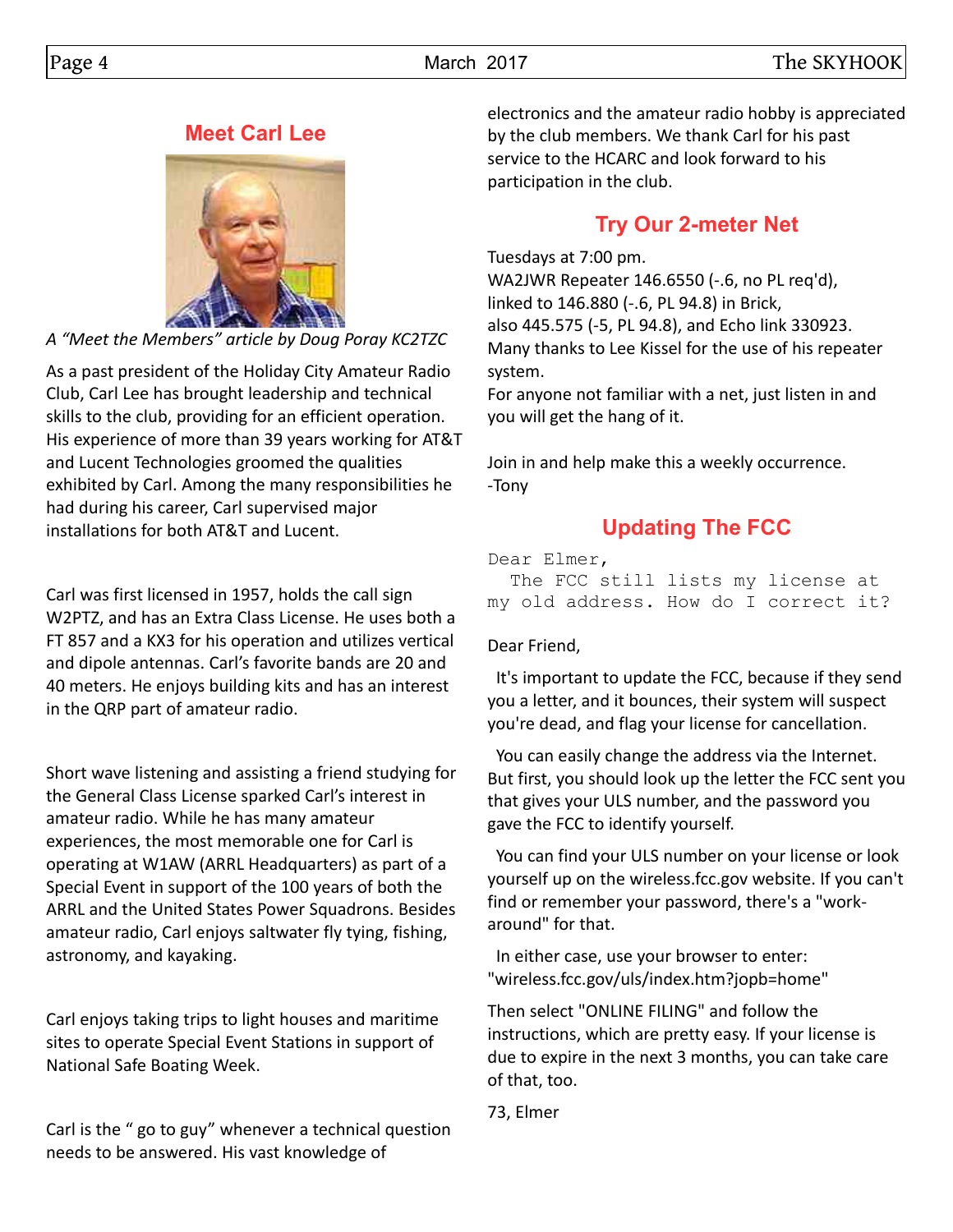## Meet Carl Lee

*A "Meet the Members" article by Doug Poray KC2TZC*

As a past president of the Holiday City Amateur Radio Club, Carl Lee has brought leadership and technical skills to the club, providing for an efficient operation. His experience of more than 39 years working for AT&T and Lucent Technologies groomed the qualities exhibited by Carl. Among the many responsibilities he had during his career, Carl supervised major installations for both AT&T and Lucent.

Carl was first licensed in 1957, holds the call sign W2PTZ, and has an Extra Class License. He uses both a FT 857 and a KX3 for his operation and utilizes vertical and dipole antennas. Carl's favorite bands are 20 and 40 meters. He enjoys building kits and has an interest in the QRP part of amateur radio.

Short wave listening and assisting a friend studying for the General Class License sparked Carl's interest in amateur radio. While he has many amateur experiences, the most memorable one for Carl is operating at W1AW (ARRL Headquarters) as part of a Special Event in support of the 100 years of both the ARRL and the United States Power Squadrons. Besides amateur radio, Carl enjoys saltwater fly tying, fishing, astronomy, and kayaking.

Carl enjoys taking trips to light houses and maritime sites to operate Special Event Stations in support of National Safe Boating Week.

Carl is the " go to guy" whenever a technical question needs to be answered. His vast knowledge of electronics and the amateur radio hobby is appreciated by the club members. We thank Carl for his past service to the HCARC and look forward to his participation in the club.

## Try Our 2-meter Net

Tuesdays at 7:00 pm.
WA2JWR Repeater 146.6550 (-.6, no PL req'd),
linked to 146.880 (-.6, PL 94.8) in Brick,
also 445.575 (-5, PL 94.8), and Echo link 330923.
Many thanks to Lee Kissel for the use of his repeater system.
For anyone not familiar with a net, just listen in and you will get the hang of it.

Join in and help make this a weekly occurrence.
-Tony

## Updating The FCC

Dear Elmer,
The FCC still lists my license at my old address. How do I correct it?

Dear Friend,

It's important to update the FCC, because if they send you a letter, and it bounces, their system will suspect you're dead, and flag your license for cancellation.

You can easily change the address via the Internet. But first, you should look up the letter the FCC sent you that gives your ULS number, and the password you gave the FCC to identify yourself.

You can find your ULS number on your license or look yourself up on the wireless.fcc.gov website. If you can't find or remember your password, there's a "work-around" for that.

In either case, use your browser to enter: "wireless.fcc.gov/uls/index.htm?jopb=home"

Then select "ONLINE FILING" and follow the instructions, which are pretty easy. If your license is due to expire in the next 3 months, you can take care of that, too.

73, Elmer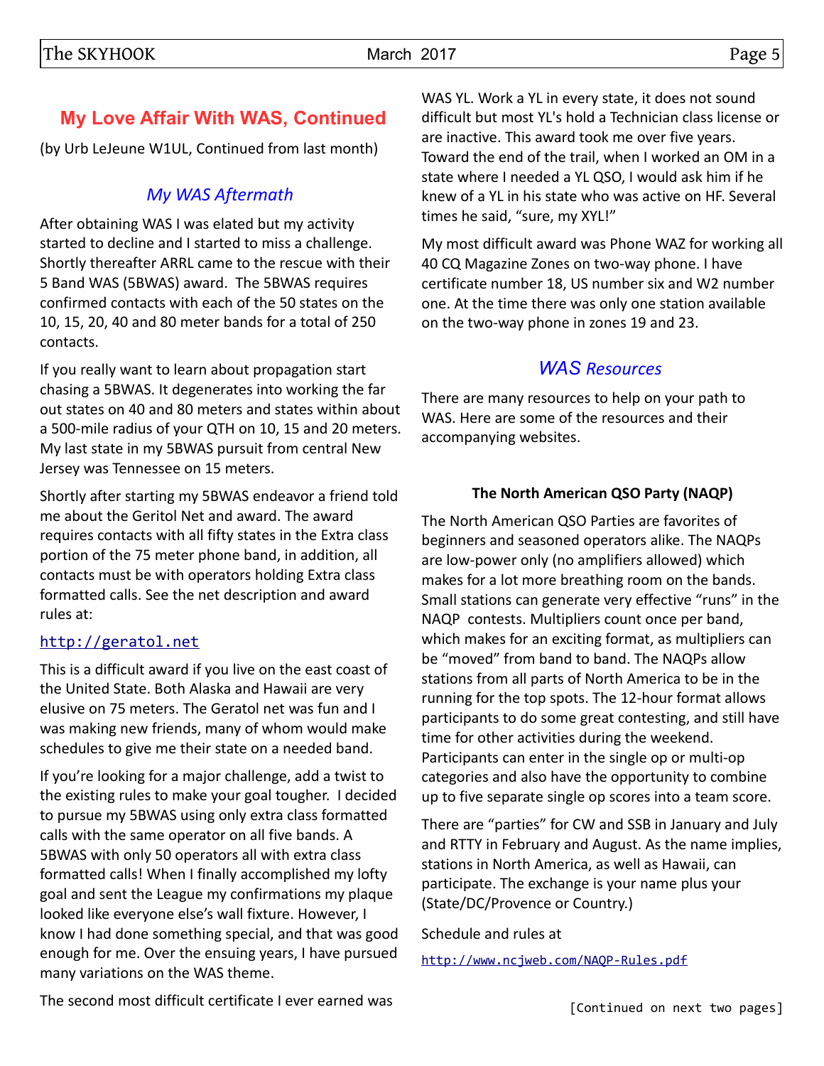## My Love Affair With WAS, Continued

(by Urb LeJeune W1UL, Continued from last month)

### *My WAS Aftermath*

After obtaining WAS I was elated but my activity started to decline and I started to miss a challenge. Shortly thereafter ARRL came to the rescue with their 5 Band WAS (5BWAS) award. The 5BWAS requires confirmed contacts with each of the 50 states on the 10, 15, 20, 40 and 80 meter bands for a total of 250 contacts.

If you really want to learn about propagation start chasing a 5BWAS. It degenerates into working the far out states on 40 and 80 meters and states within about a 500-mile radius of your QTH on 10, 15 and 20 meters. My last state in my 5BWAS pursuit from central New Jersey was Tennessee on 15 meters.

Shortly after starting my 5BWAS endeavor a friend told me about the Geritol Net and award. The award requires contacts with all fifty states in the Extra class portion of the 75 meter phone band, in addition, all contacts must be with operators holding Extra class formatted calls. See the net description and award rules at:

http://geratol.net

This is a difficult award if you live on the east coast of the United State. Both Alaska and Hawaii are very elusive on 75 meters. The Geratol net was fun and I was making new friends, many of whom would make schedules to give me their state on a needed band.

If you're looking for a major challenge, add a twist to the existing rules to make your goal tougher. I decided to pursue my 5BWAS using only extra class formatted calls with the same operator on all five bands. A 5BWAS with only 50 operators all with extra class formatted calls! When I finally accomplished my lofty goal and sent the League my confirmations my plaque looked like everyone else's wall fixture. However, I know I had done something special, and that was good enough for me. Over the ensuing years, I have pursued many variations on the WAS theme.

The second most difficult certificate I ever earned was WAS YL. Work a YL in every state, it does not sound difficult but most YL's hold a Technician class license or are inactive. This award took me over five years. Toward the end of the trail, when I worked an OM in a state where I needed a YL QSO, I would ask him if he knew of a YL in his state who was active on HF. Several times he said, "sure, my XYL!"

My most difficult award was Phone WAZ for working all 40 CQ Magazine Zones on two-way phone. I have certificate number 18, US number six and W2 number one. At the time there was only one station available on the two-way phone in zones 19 and 23.

### *WAS Resources*

There are many resources to help on your path to WAS. Here are some of the resources and their accompanying websites.

**The North American QSO Party (NAQP)**

The North American QSO Parties are favorites of beginners and seasoned operators alike. The NAQPs are low-power only (no amplifiers allowed) which makes for a lot more breathing room on the bands. Small stations can generate very effective "runs" in the NAQP contests. Multipliers count once per band, which makes for an exciting format, as multipliers can be "moved" from band to band. The NAQPs allow stations from all parts of North America to be in the running for the top spots. The 12-hour format allows participants to do some great contesting, and still have time for other activities during the weekend. Participants can enter in the single op or multi-op categories and also have the opportunity to combine up to five separate single op scores into a team score.

There are "parties" for CW and SSB in January and July and RTTY in February and August. As the name implies, stations in North America, as well as Hawaii, can participate. The exchange is your name plus your (State/DC/Provence or Country.)

Schedule and rules at

http://www.ncjweb.com/NAQP-Rules.pdf

[Continued on next two pages]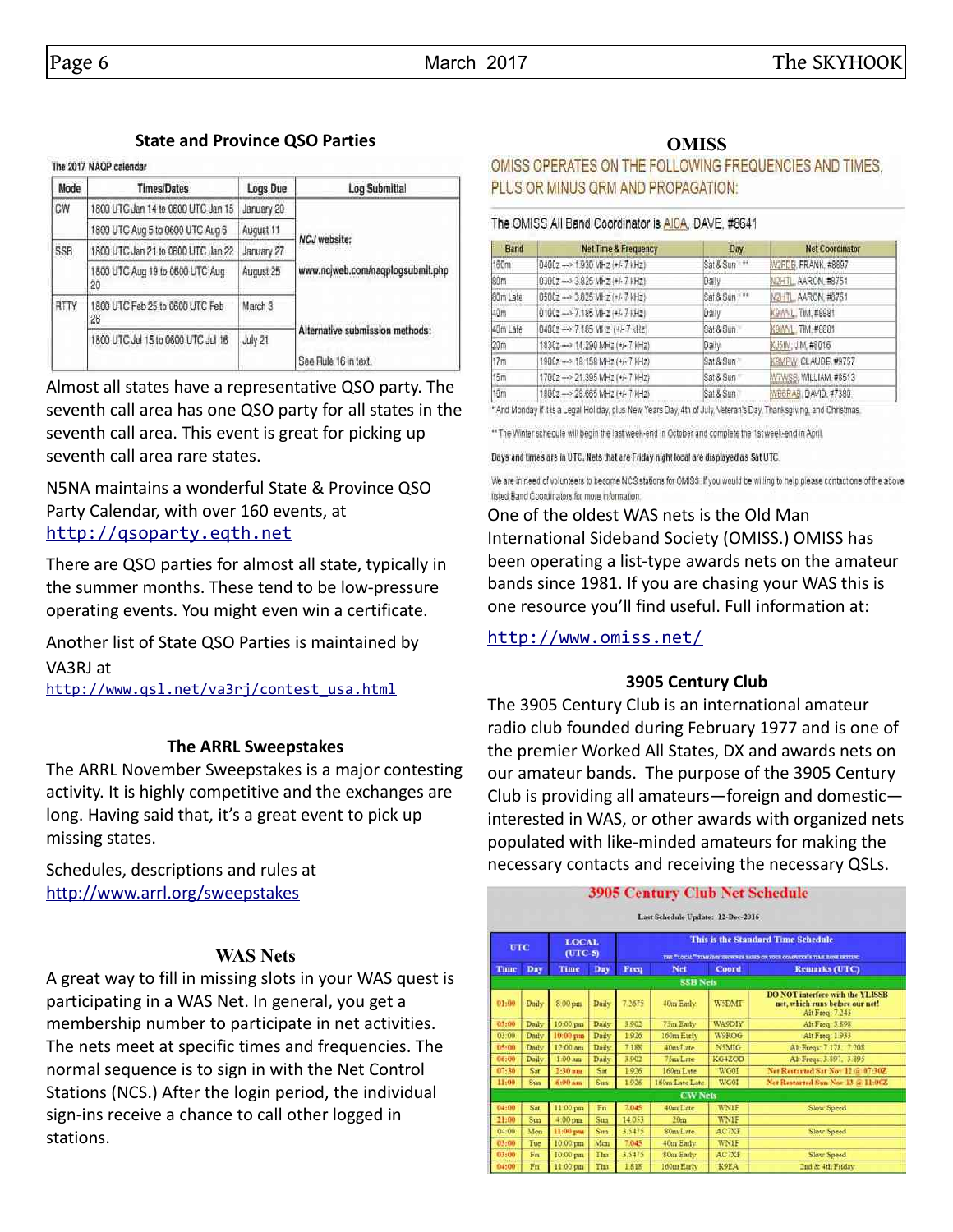## State and Province QSO Parties

The 2017 NAQP calendar

| Mode | Times/Dates | Logs Due | Log Submittal |
|---|---|---|---|
| CW | 1800 UTC Jan 14 to 0600 UTC Jan 15 | January 20 | NCJ website: |
| | 1800 UTC Aug 5 to 0600 UTC Aug 6 | August 11 | www.ncjweb.com/naqplogsubmit.php |
| SSB | 1800 UTC Jan 21 to 0600 UTC Jan 22 | January 27 | |
| | 1800 UTC Aug 19 to 0600 UTC Aug 20 | August 25 | |
| RTTY | 1800 UTC Feb 25 to 0600 UTC Feb 28 | March 3 | Alternative submission methods: |
| | 1800 UTC Jul 15 to 0600 UTC Jul 16 | July 21 | See Rule 16 in text. |

Almost all states have a representative QSO party. The seventh call area has one QSO party for all states in the seventh call area. This event is great for picking up seventh call area rare states.

N5NA maintains a wonderful State & Province QSO Party Calendar, with over 160 events, at http://qsoparty.eqth.net

There are QSO parties for almost all state, typically in the summer months. These tend to be low-pressure operating events. You might even win a certificate.

Another list of State QSO Parties is maintained by VA3RJ at http://www.qsl.net/va3rj/contest_usa.html

## The ARRL Sweepstakes

The ARRL November Sweepstakes is a major contesting activity. It is highly competitive and the exchanges are long. Having said that, it's a great event to pick up missing states.

Schedules, descriptions and rules at http://www.arrl.org/sweepstakes

## WAS Nets

A great way to fill in missing slots in your WAS quest is participating in a WAS Net. In general, you get a membership number to participate in net activities. The nets meet at specific times and frequencies. The normal sequence is to sign in with the Net Control Stations (NCS.) After the login period, the individual sign-ins receive a chance to call other logged in stations.

## OMISS

OMISS OPERATES ON THE FOLLOWING FREQUENCIES AND TIMES, PLUS OR MINUS QRM AND PROPAGATION:

The OMISS All Band Coordinator is AI0A, DAVE, #8641

| Band | Net Time & Frequency | Day | Net Coordinator |
|---|---|---|---|
| 160m | 0400z ---> 1.930 MHz (+/- 7 kHz) | Sat & Sun * ** | W2FDB, FRANK, #8897 |
| 80m | 0300z ---> 3.925 MHz (+/- 7 kHz) | Daily | N2HTL, AARON, #8751 |
| 80m Late | 0500z ---> 3.825 MHz (+/- 7 kHz) | Sat & Sun * ** | N2HTL, AARON, #8751 |
| 40m | 0100z ---> 7.185 MHz (+/- 7 kHz) | Daily | K9WVL, TIM, #8881 |
| 40m Late | 0400z ---> 7.185 MHz (+/- 7 kHz) | Sat & Sun * | K9WVL, TIM, #8881 |
| 20m | 1830z ---> 14.290 MHz (+/- 7 kHz) | Daily | KJ5IM, JIM, #8016 |
| 17m | 1900z ---> 18.158 MHz (+/- 7 kHz) | Sat & Sun * | K8MFW, CLAUDE, #9757 |
| 15m | 1700z ---> 21.395 MHz (+/- 7 kHz) | Sat & Sun * | W7WSB, WILLIAM, #6513 |
| 10m | 1800z ---> 28.665 MHz (+/- 7 kHz) | Sat & Sun * | WB6RAB, DAVID, #7380 |

* And Monday if it is a Legal Holiday, plus New Years Day, 4th of July, Veteran's Day, Thanksgiving, and Christmas.

** The Winter schedule will begin the last week-end in October and complete the 1st week-end in April.

Days and times are in UTC. Nets that are Friday night local are displayed as Sat UTC.

We are in need of volunteers to become NCS stations for OMISS. If you would be willing to help please contact one of the above listed Band Coordinators for more information.

One of the oldest WAS nets is the Old Man International Sideband Society (OMISS.) OMISS has been operating a list-type awards nets on the amateur bands since 1981. If you are chasing your WAS this is one resource you'll find useful. Full information at: http://www.omiss.net/

## 3905 Century Club

The 3905 Century Club is an international amateur radio club founded during February 1977 and is one of the premier Worked All States, DX and awards nets on our amateur bands. The purpose of the 3905 Century Club is providing all amateurs—foreign and domestic—interested in WAS, or other awards with organized nets populated with like-minded amateurs for making the necessary contacts and receiving the necessary QSLs.

**3905 Century Club Net Schedule**

Last Schedule Update: 12-Dec-2016

This is the Standard Time Schedule

THE "LOCAL" TIME/DAY SHOWN IS BASED ON YOUR COMPUTER'S TIME ZONE SETTING

| UTC Time | UTC Day | LOCAL (UTC-5) Time | LOCAL (UTC-5) Day | Freq | Net | Coord | Remarks (UTC) |
|---|---|---|---|---|---|---|---|
| **SSB Nets** | | | | | | | |
| 01:00 | Daily | 8:00 pm | Daily | 7.2675 | 40m Early | W5DMT | DO NOT interfere with the YLISSB net, which runs before our net! Alt Freq: 7.243 |
| 03:00 | Daily | 10:00 pm | Daily | 3.902 | 75m Early | WA9DIY | Alt Freq: 3.898 |
| 03:00 | Daily | 10:00 pm | Daily | 1.926 | 160m Early | W9ROG | Alt Freq: 1.933 |
| 05:00 | Daily | 12:00 am | Daily | 7.188 | 40m Late | N5MIG | Alt Freqs: 7.178, 7.208 |
| 06:00 | Daily | 1:00 am | Daily | 3.902 | 75m Late | KG4ZOD | Alt Freqs: 3.897, 3.895 |
| 07:30 | Sat | 2:30 am | Sat | 1.926 | 160m Late | WG0I | Net Restarted Sat Nov 12 @ 07:30Z |
| 11:00 | Sun | 6:00 am | Sun | 1.926 | 160m Late Late | WG0I | Net Restarted Sun Nov 13 @ 11:00Z |
| **CW Nets** | | | | | | | |
| 04:00 | Sat | 11:00 pm | Fri | 7.045 | 40m Late | WN1F | Slow Speed |
| 21:00 | Sun | 4:00 pm | Sun | 14.053 | 20m | WN1F | |
| 04:00 | Mon | 11:00 pm | Sun | 3.5475 | 80m Late | AC7XF | Slow Speed |
| 03:00 | Tue | 10:00 pm | Mon | 7.045 | 40m Early | WN1F | |
| 03:00 | Fri | 10:00 pm | Thu | 3.5475 | 80m Early | AC7XF | Slow Speed |
| 04:00 | Fri | 11:00 pm | Thu | 1.818 | 160m Early | K9EA | 2nd & 4th Friday |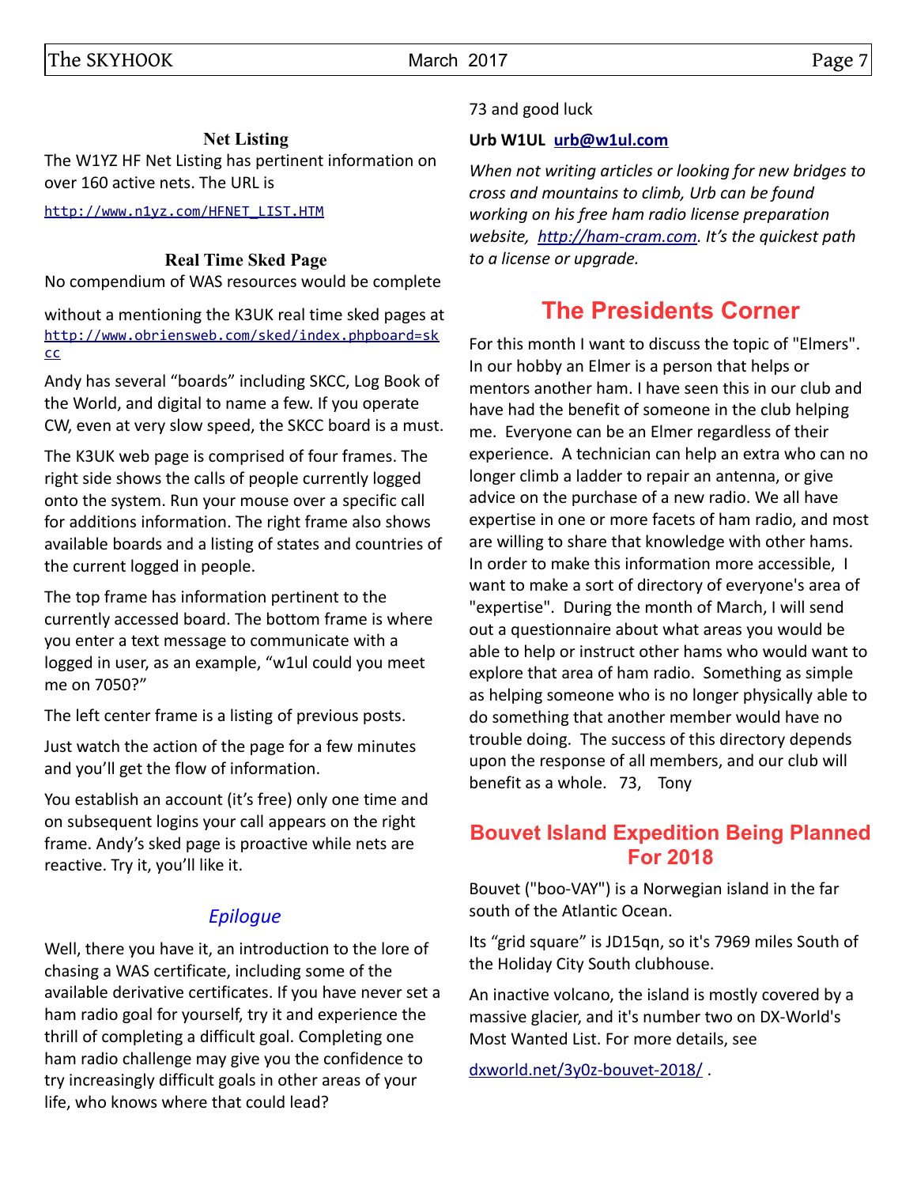### Net Listing

The W1YZ HF Net Listing has pertinent information on over 160 active nets. The URL is

http://www.n1yz.com/HFNET_LIST.HTM

### Real Time Sked Page

No compendium of WAS resources would be complete

without a mentioning the K3UK real time sked pages at http://www.obriensweb.com/sked/index.phpboard=skcc

Andy has several "boards" including SKCC, Log Book of the World, and digital to name a few. If you operate CW, even at very slow speed, the SKCC board is a must.

The K3UK web page is comprised of four frames. The right side shows the calls of people currently logged onto the system. Run your mouse over a specific call for additions information. The right frame also shows available boards and a listing of states and countries of the current logged in people.

The top frame has information pertinent to the currently accessed board. The bottom frame is where you enter a text message to communicate with a logged in user, as an example, "w1ul could you meet me on 7050?"

The left center frame is a listing of previous posts.

Just watch the action of the page for a few minutes and you'll get the flow of information.

You establish an account (it's free) only one time and on subsequent logins your call appears on the right frame. Andy's sked page is proactive while nets are reactive. Try it, you'll like it.

### *Epilogue*

Well, there you have it, an introduction to the lore of chasing a WAS certificate, including some of the available derivative certificates. If you have never set a ham radio goal for yourself, try it and experience the thrill of completing a difficult goal. Completing one ham radio challenge may give you the confidence to try increasingly difficult goals in other areas of your life, who knows where that could lead?

73 and good luck

**Urb W1UL urb@w1ul.com**

*When not writing articles or looking for new bridges to cross and mountains to climb, Urb can be found working on his free ham radio license preparation website, http://ham-cram.com. It's the quickest path to a license or upgrade.*

## The Presidents Corner

For this month I want to discuss the topic of "Elmers". In our hobby an Elmer is a person that helps or mentors another ham. I have seen this in our club and have had the benefit of someone in the club helping me. Everyone can be an Elmer regardless of their experience. A technician can help an extra who can no longer climb a ladder to repair an antenna, or give advice on the purchase of a new radio. We all have expertise in one or more facets of ham radio, and most are willing to share that knowledge with other hams. In order to make this information more accessible, I want to make a sort of directory of everyone's area of "expertise". During the month of March, I will send out a questionnaire about what areas you would be able to help or instruct other hams who would want to explore that area of ham radio. Something as simple as helping someone who is no longer physically able to do something that another member would have no trouble doing. The success of this directory depends upon the response of all members, and our club will benefit as a whole. 73, Tony

## Bouvet Island Expedition Being Planned For 2018

Bouvet ("boo-VAY") is a Norwegian island in the far south of the Atlantic Ocean.

Its "grid square" is JD15qn, so it's 7969 miles South of the Holiday City South clubhouse.

An inactive volcano, the island is mostly covered by a massive glacier, and it's number two on DX-World's Most Wanted List. For more details, see

dxworld.net/3y0z-bouvet-2018/ .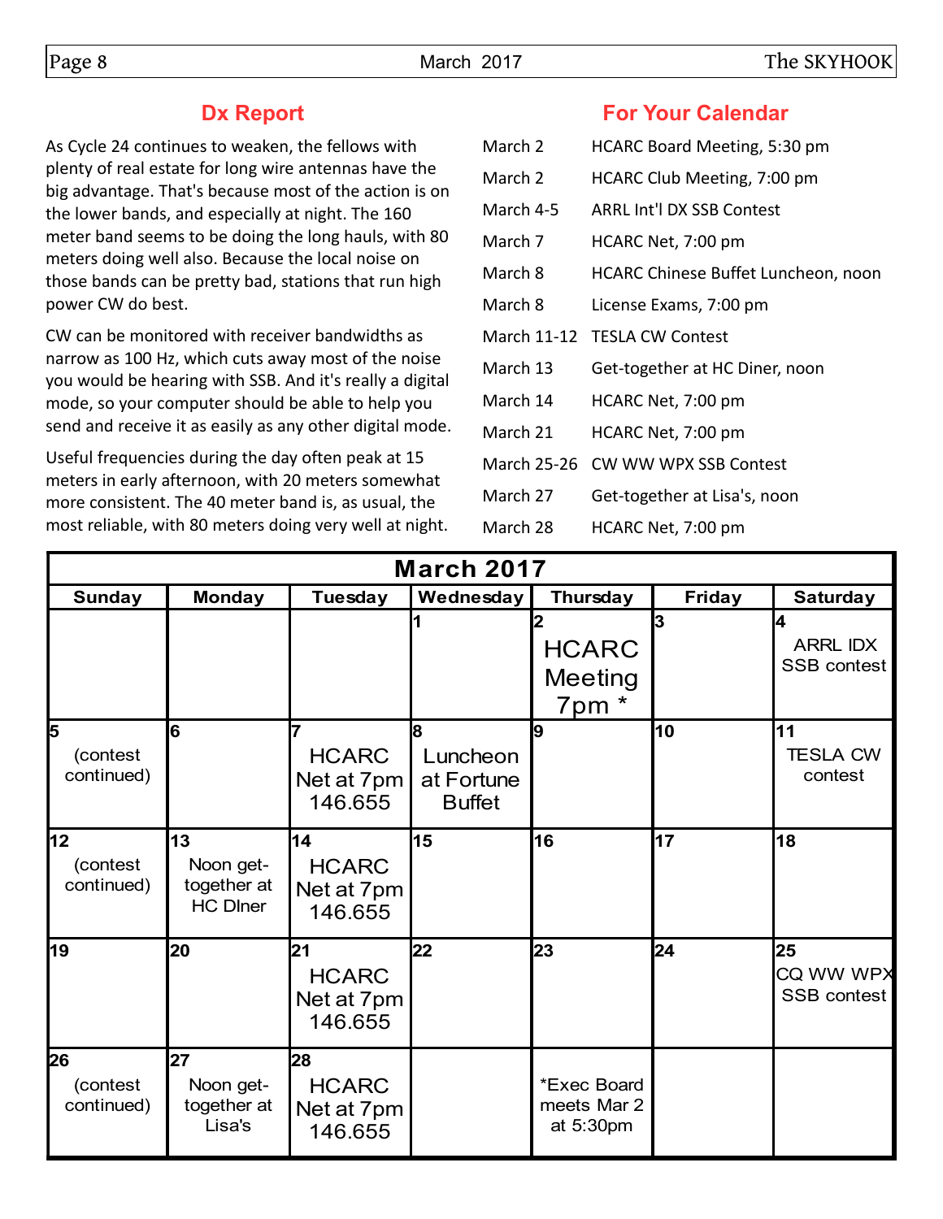## Dx Report

As Cycle 24 continues to weaken, the fellows with plenty of real estate for long wire antennas have the big advantage. That's because most of the action is on the lower bands, and especially at night. The 160 meter band seems to be doing the long hauls, with 80 meters doing well also. Because the local noise on those bands can be pretty bad, stations that run high power CW do best.

CW can be monitored with receiver bandwidths as narrow as 100 Hz, which cuts away most of the noise you would be hearing with SSB. And it's really a digital mode, so your computer should be able to help you send and receive it as easily as any other digital mode.

Useful frequencies during the day often peak at 15 meters in early afternoon, with 20 meters somewhat more consistent. The 40 meter band is, as usual, the most reliable, with 80 meters doing very well at night.

## For Your Calendar

| | |
|---|---|
| March 2 | HCARC Board Meeting, 5:30 pm |
| March 2 | HCARC Club Meeting, 7:00 pm |
| March 4-5 | ARRL Int'l DX SSB Contest |
| March 7 | HCARC Net, 7:00 pm |
| March 8 | HCARC Chinese Buffet Luncheon, noon |
| March 8 | License Exams, 7:00 pm |
| March 11-12 | TESLA CW Contest |
| March 13 | Get-together at HC Diner, noon |
| March 14 | HCARC Net, 7:00 pm |
| March 21 | HCARC Net, 7:00 pm |
| March 25-26 | CW WW WPX SSB Contest |
| March 27 | Get-together at Lisa's, noon |
| March 28 | HCARC Net, 7:00 pm |

## March 2017

| Sunday | Monday | Tuesday | Wednesday | Thursday | Friday | Saturday |
|---|---|---|---|---|---|---|
| | | | 1 | 2 HCARC Meeting 7pm * | 3 | 4 ARRL IDX SSB contest |
| 5 (contest continued) | 6 | 7 HCARC Net at 7pm 146.655 | 8 Luncheon at Fortune Buffet | 9 | 10 | 11 TESLA CW contest |
| 12 (contest continued) | 13 Noon get-together at HC DIner | 14 HCARC Net at 7pm 146.655 | 15 | 16 | 17 | 18 |
| 19 | 20 | 21 HCARC Net at 7pm 146.655 | 22 | 23 | 24 | 25 CQ WW WPX SSB contest |
| 26 (contest continued) | 27 Noon get-together at Lisa's | 28 HCARC Net at 7pm 146.655 | | *Exec Board meets Mar 2 at 5:30pm | | |